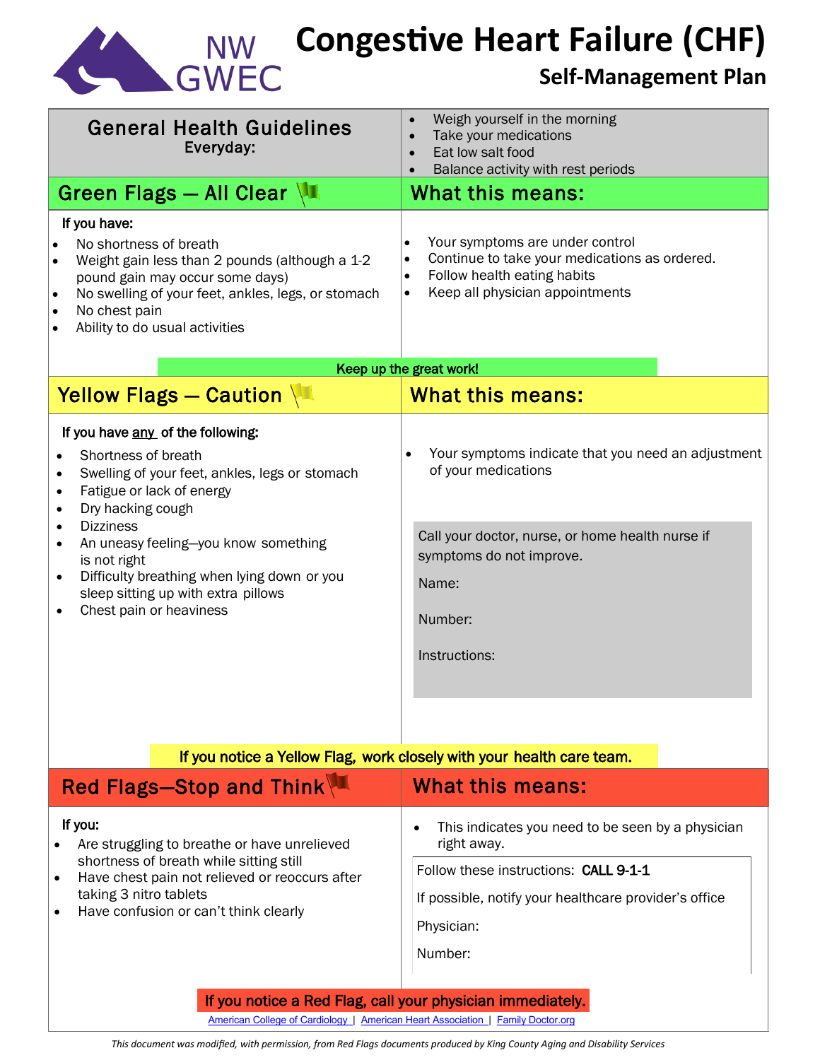NW GWEC

# Congestive Heart Failure (CHF)

## Self-Management Plan

| General Health Guidelines Everyday: | • Weigh yourself in the morning<br>• Take your medications<br>• Eat low salt food<br>• Balance activity with rest periods |
|---|---|

## Green Flags — All Clear

**If you have:**

- No shortness of breath
- Weight gain less than 2 pounds (although a 1-2 pound gain may occur some days)
- No swelling of your feet, ankles, legs, or stomach
- No chest pain
- Ability to do usual activities

**What this means:**

- Your symptoms are under control
- Continue to take your medications as ordered.
- Follow health eating habits
- Keep all physician appointments

**Keep up the great work!**

## Yellow Flags — Caution

**If you have <u>any</u> of the following:**

- Shortness of breath
- Swelling of your feet, ankles, legs or stomach
- Fatigue or lack of energy
- Dry hacking cough
- Dizziness
- An uneasy feeling—you know something is not right
- Difficulty breathing when lying down or you sleep sitting up with extra pillows
- Chest pain or heaviness

**What this means:**

- Your symptoms indicate that you need an adjustment of your medications

Call your doctor, nurse, or home health nurse if symptoms do not improve.

Name:

Number:

Instructions:

**If you notice a Yellow Flag, work closely with your health care team.**

## Red Flags—Stop and Think

**If you:**

- Are struggling to breathe or have unrelieved shortness of breath while sitting still
- Have chest pain not relieved or reoccurs after taking 3 nitro tablets
- Have confusion or can't think clearly

**What this means:**

- This indicates you need to be seen by a physician right away.

Follow these instructions: **CALL 9-1-1**

If possible, notify your healthcare provider's office

Physician:

Number:

**If you notice a Red Flag, call your physician immediately.**

American College of Cardiology | American Heart Association | Family Doctor.org

*This document was modified, with permission, from Red Flags documents produced by King County Aging and Disability Services*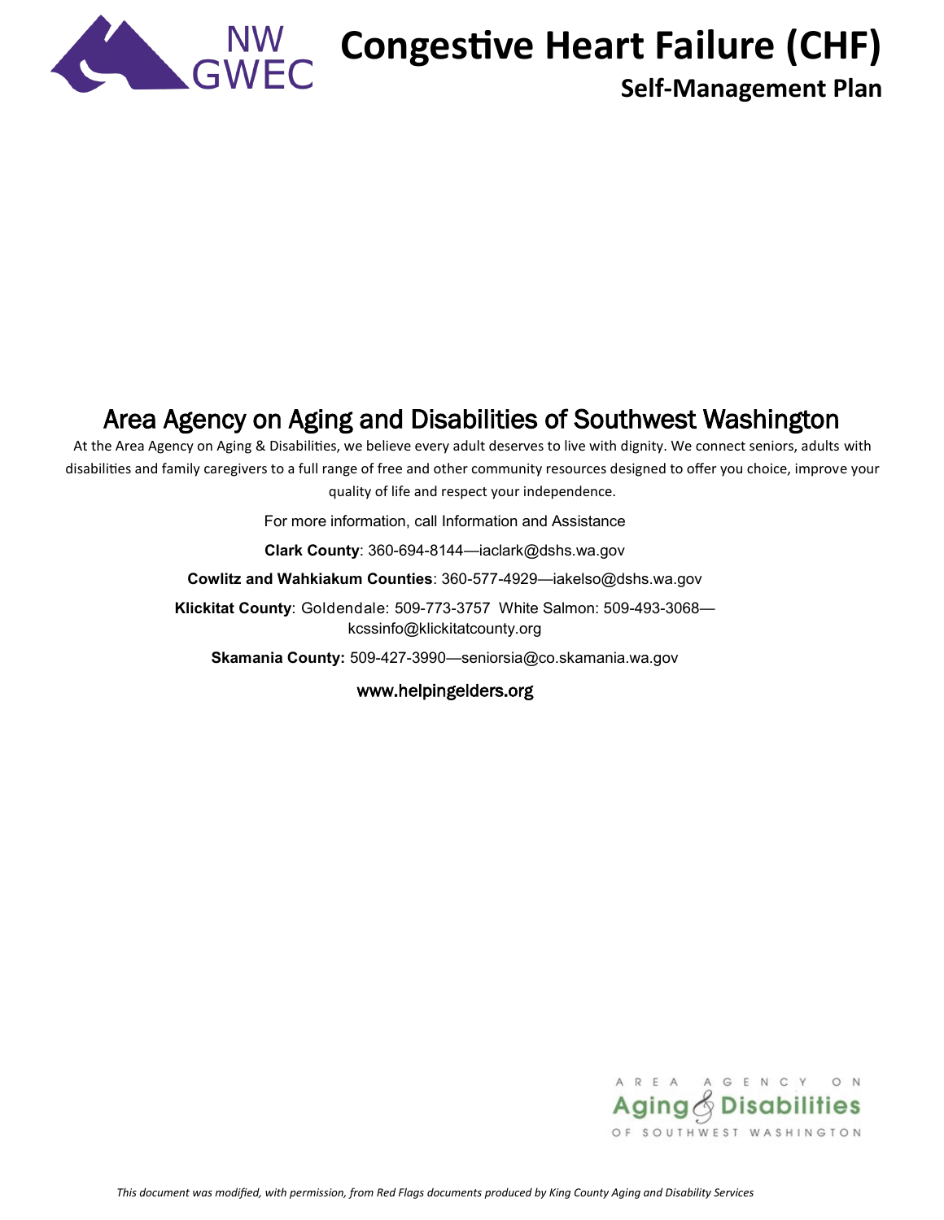# Congestive Heart Failure (CHF)

## Self-Management Plan

## Area Agency on Aging and Disabilities of Southwest Washington

At the Area Agency on Aging & Disabilities, we believe every adult deserves to live with dignity. We connect seniors, adults with disabilities and family caregivers to a full range of free and other community resources designed to offer you choice, improve your quality of life and respect your independence.

For more information, call Information and Assistance

**Clark County**: 360-694-8144—iaclark@dshs.wa.gov

**Cowlitz and Wahkiakum Counties**: 360-577-4929—iakelso@dshs.wa.gov

**Klickitat County**: Goldendale: 509-773-3757 White Salmon: 509-493-3068—kcssinfo@klickitatcounty.org

**Skamania County:** 509-427-3990—seniorsia@co.skamania.wa.gov

www.helpingelders.org

*This document was modified, with permission, from Red Flags documents produced by King County Aging and Disability Services*